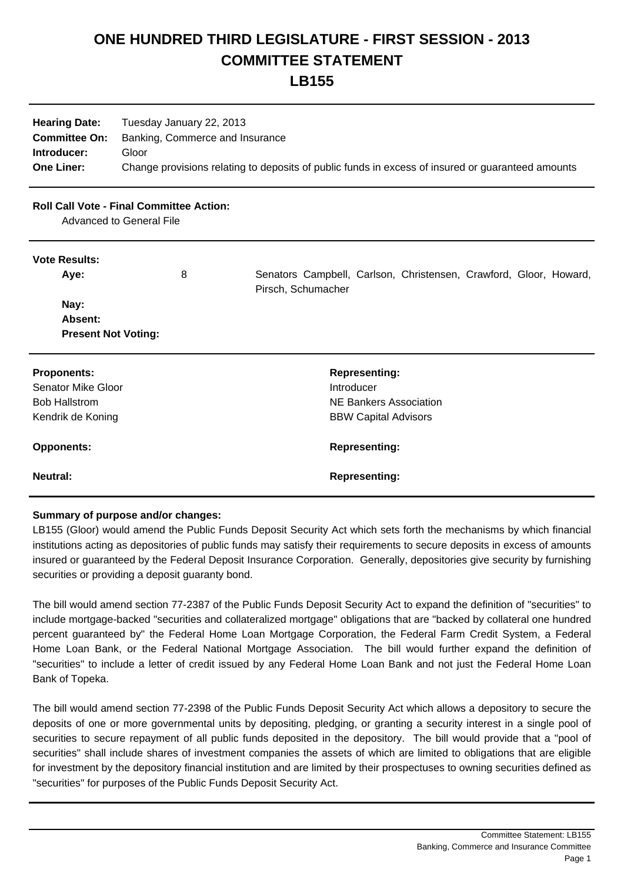# ONE HUNDRED THIRD LEGISLATURE - FIRST SESSION - 2013

# COMMITTEE STATEMENT

# LB155

**Hearing Date:** Tuesday January 22, 2013
**Committee On:** Banking, Commerce and Insurance
**Introducer:** Gloor
**One Liner:** Change provisions relating to deposits of public funds in excess of insured or guaranteed amounts

**Roll Call Vote - Final Committee Action:**
Advanced to General File

**Vote Results:**

| | | |
|---|---|---|
| **Aye:** | 8 | Senators Campbell, Carlson, Christensen, Crawford, Gloor, Howard, Pirsch, Schumacher |
| **Nay:** | | |
| **Absent:** | | |
| **Present Not Voting:** | | |

| **Proponents:** | **Representing:** |
|---|---|
| Senator Mike Gloor | Introducer |
| Bob Hallstrom | NE Bankers Association |
| Kendrik de Koning | BBW Capital Advisors |

| **Opponents:** | **Representing:** |
|---|---|

| **Neutral:** | **Representing:** |
|---|---|

**Summary of purpose and/or changes:**

LB155 (Gloor) would amend the Public Funds Deposit Security Act which sets forth the mechanisms by which financial institutions acting as depositories of public funds may satisfy their requirements to secure deposits in excess of amounts insured or guaranteed by the Federal Deposit Insurance Corporation. Generally, depositories give security by furnishing securities or providing a deposit guaranty bond.

The bill would amend section 77-2387 of the Public Funds Deposit Security Act to expand the definition of "securities" to include mortgage-backed "securities and collateralized mortgage" obligations that are "backed by collateral one hundred percent guaranteed by" the Federal Home Loan Mortgage Corporation, the Federal Farm Credit System, a Federal Home Loan Bank, or the Federal National Mortgage Association. The bill would further expand the definition of "securities" to include a letter of credit issued by any Federal Home Loan Bank and not just the Federal Home Loan Bank of Topeka.

The bill would amend section 77-2398 of the Public Funds Deposit Security Act which allows a depository to secure the deposits of one or more governmental units by depositing, pledging, or granting a security interest in a single pool of securities to secure repayment of all public funds deposited in the depository. The bill would provide that a "pool of securities" shall include shares of investment companies the assets of which are limited to obligations that are eligible for investment by the depository financial institution and are limited by their prospectuses to owning securities defined as "securities" for purposes of the Public Funds Deposit Security Act.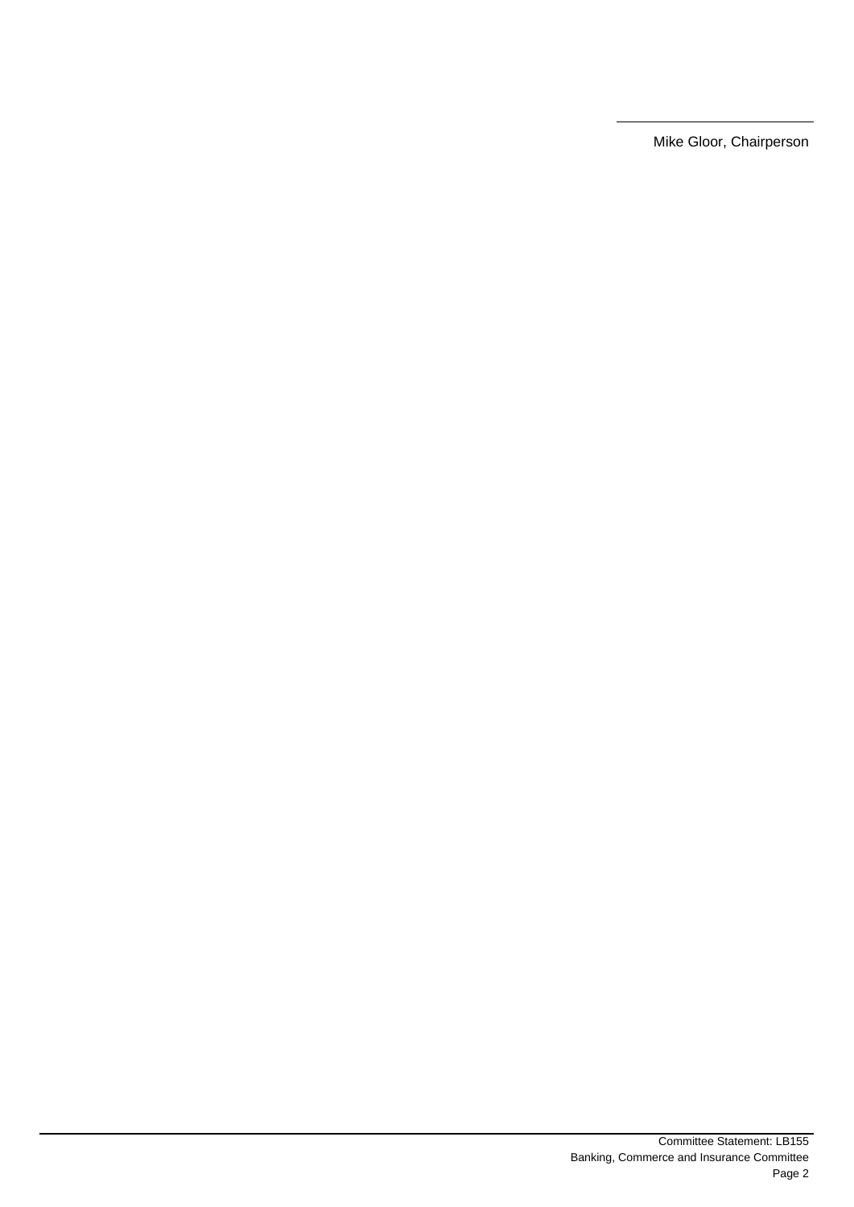\_\_\_\_\_\_\_\_\_\_\_\_\_\_\_\_\_\_\_\_\_\_\_\_\_\_\_\_\_\_

Mike Gloor, Chairperson